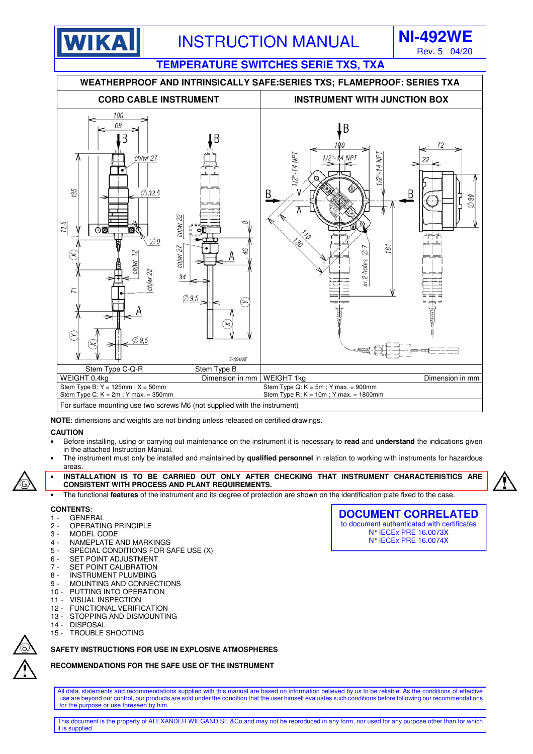WIKA

# INSTRUCTION MANUAL

**NI-492WE**
Rev. 5 04/20

## TEMPERATURE SWITCHES SERIE TXS, TXA

| WEATHERPROOF AND INTRINSICALLY SAFE:SERIES TXS; FLAMEPROOF: SERIES TXA | |
|---|---|
| **CORD CABLE INSTRUMENT** | **INSTRUMENT WITH JUNCTION BOX** |
| Stem Type C-Q-R / Stem Type B | |
| WEIGHT 0,4kg — Dimension in mm | WEIGHT 1kg — Dimension in mm |
| Stem Type B: Y = 125mm ; X = 50mm<br>Stem Type C: K = 2m ; Y max. = 350mm | Stem Type Q: K = 5m ; Y max. = 900mm<br>Stem Type R: K = 10m ; Y max. = 1800mm |
| For surface mounting use two screws M6 (not supplied with the instrument) | |

**NOTE**: dimensions and weights are not binding unless released on certified drawings.

**CAUTION**

- Before installing, using or carrying out maintenance on the instrument it is necessary to **read** and **understand** the indications given in the attached Instruction Manual.
- The instrument must only be installed and maintained by **qualified personnel** in relation to working with instruments for hazardous areas.
- **INSTALLATION IS TO BE CARRIED OUT ONLY AFTER CHECKING THAT INSTRUMENT CHARACTERISTICS ARE CONSISTENT WITH PROCESS AND PLANT REQUIREMENTS.**
- The functional **features** of the instrument and its degree of protection are shown on the identification plate fixed to the case.

**CONTENTS**:

1 - GENERAL
2 - OPERATING PRINCIPLE
3 - MODEL CODE
4 - NAMEPLATE AND MARKINGS
5 - SPECIAL CONDITIONS FOR SAFE USE (X)
6 - SET POINT ADJUSTMENT
7 - SET POINT CALIBRATION
8 - INSTRUMENT PLUMBING
9 - MOUNTING AND CONNECTIONS
10 - PUTTING INTO OPERATION
11 - VISUAL INSPECTION
12 - FUNCTIONAL VERIFICATION
13 - STOPPING AND DISMOUNTING
14 - DISPOSAL
15 - TROUBLE SHOOTING

**DOCUMENT CORRELATED**
to document authenticated with certificates
N° IECEx PRE 16.0073X
N° IECEx PRE 16.0074X

**SAFETY INSTRUCTIONS FOR USE IN EXPLOSIVE ATMOSPHERES**

**RECOMMENDATIONS FOR THE SAFE USE OF THE INSTRUMENT**

All data, statements and recommendations supplied with this manual are based on information believed by us to be reliable. As the conditions of effective use are beyond our control, our products are sold under the condition that the user himself evaluates such conditions before following our recommendations for the purpose or use foreseen by him.

This document is the property of ALEXANDER WIEGAND SE &Co and may not be reproduced in any form, nor used for any purpose other than for which it is supplied.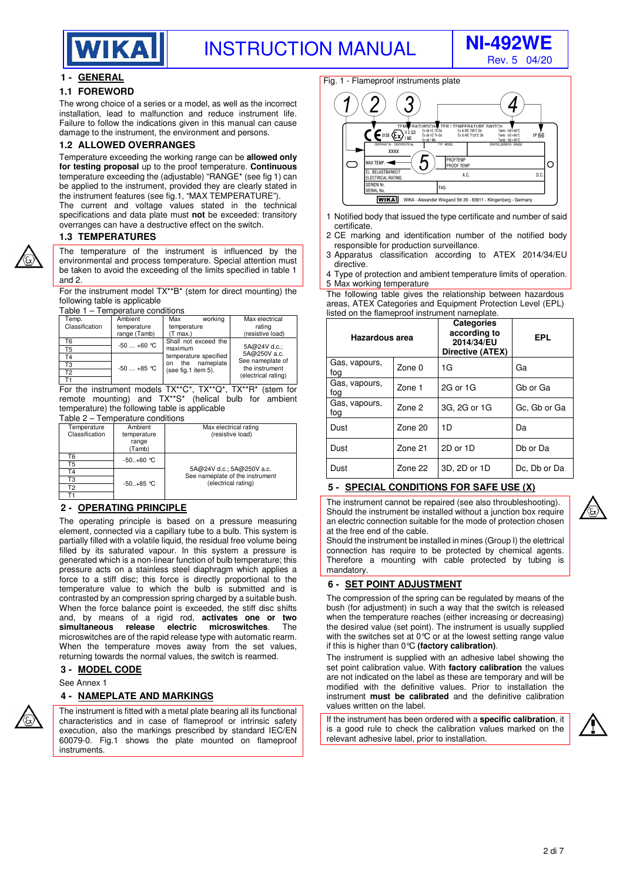# 1 - GENERAL

## 1.1 FOREWORD

The wrong choice of a series or a model, as well as the incorrect installation, lead to malfunction and reduce instrument life. Failure to follow the indications given in this manual can cause damage to the instrument, the environment and persons.

## 1.2 ALLOWED OVERRANGES

Temperature exceeding the working range can be **allowed only for testing proposal** up to the proof temperature. **Continuous** temperature exceeding the (adjustable) "RANGE* (see fig 1) can be applied to the instrument, provided they are clearly stated in the instrument features (see fig.1, "MAX TEMPERATURE").

The current and voltage values stated in the technical specifications and data plate must **not** be exceeded: transitory overranges can have a destructive effect on the switch.

## 1.3 TEMPERATURES

The temperature of the instrument is influenced by the environmental and process temperature. Special attention must be taken to avoid the exceeding of the limits specified in table 1 and 2.

For the instrument model TX**B* (stem for direct mounting) the following table is applicable

Table 1 – Temperature conditions

| Temp. Classification | Ambient temperature range (Tamb) | Max working temperature (T max.) | Max electrical rating (resistive load) |
|---|---|---|---|
| T6 | -50 … +60 °C | Shall not exceed the maximum temperature specified on the nameplate (see fig.1 item 5). | 5A@24V d.c.; 5A@250V a.c. See nameplate of the instrument (electrical rating) |
| T5 | -50 … +85 °C | | |
| T4 | | | |
| T3 | | | |
| T2 | | | |
| T1 | | | |

For the instrument models TX**C*, TX**Q*, TX**R* (stem for remote mounting) and TX**S* (helical bulb for ambient temperature) the following table is applicable

Table 2 – Temperature conditions

| Temperature Classification | Ambient temperature range (Tamb) | Max electrical rating (resistive load) |
|---|---|---|
| T6 | -50..+60 °C | 5A@24V d.c.; 5A@250V a.c. See nameplate of the instrument (electrical rating) |
| T5 | -50..+85 °C | |
| T4 | | |
| T3 | | |
| T2 | | |
| T1 | | |

# 2 - OPERATING PRINCIPLE

The operating principle is based on a pressure measuring element, connected via a capillary tube to a bulb. This system is partially filled with a volatile liquid, the residual free volume being filled by its saturated vapour. In this system a pressure is generated which is a non-linear function of bulb temperature; this pressure acts on a stainless steel diaphragm which applies a force to a stiff disc; this force is directly proportional to the temperature value to which the bulb is submitted and is contrasted by an compression spring charged by a suitable bush. When the force balance point is exceeded, the stiff disc shifts and, by means of a rigid rod, **activates one or two simultaneous release electric microswitches**. The microswitches are of the rapid release type with automatic rearm. When the temperature moves away from the set values, returning towards the normal values, the switch is rearmed.

# 3 - MODEL CODE

See Annex 1

# 4 - NAMEPLATE AND MARKINGS

The instrument is fitted with a metal plate bearing all its functional characteristics and in case of flameproof or intrinsic safety execution, also the markings prescribed by standard IEC/EN 60079-0. Fig.1 shows the plate mounted on flameproof instruments.

Fig. 1 - Flameproof instruments plate

1 Notified body that issued the type certificate and number of said certificate.
2 CE marking and identification number of the notified body responsible for production surveillance.
3 Apparatus classification according to ATEX 2014/34/EU directive.
4 Type of protection and ambient temperature limits of operation.
5 Max working temperature

The following table gives the relationship between hazardous areas, ATEX Categories and Equipment Protection Level (EPL) listed on the flameproof instrument nameplate.

| Hazardous area | | Categories according to 2014/34/EU Directive (ATEX) | EPL |
|---|---|---|---|
| Gas, vapours, fog | Zone 0 | 1G | Ga |
| Gas, vapours, fog | Zone 1 | 2G or 1G | Gb or Ga |
| Gas, vapours, fog | Zone 2 | 3G, 2G or 1G | Gc, Gb or Ga |
| Dust | Zone 20 | 1D | Da |
| Dust | Zone 21 | 2D or 1D | Db or Da |
| Dust | Zone 22 | 3D, 2D or 1D | Dc, Db or Da |

# 5 - SPECIAL CONDITIONS FOR SAFE USE (X)

The instrument cannot be repaired (see also throubleshooting). Should the instrument be installed without a junction box require an electric connection suitable for the mode of protection chosen at the free end of the cable.

Should the instrument be installed in mines (Group I) the elettrical connection has require to be protected by chemical agents. Therefore a mounting with cable protected by tubing is mandatory.

# 6 - SET POINT ADJUSTMENT

The compression of the spring can be regulated by means of the bush (for adjustment) in such a way that the switch is released when the temperature reaches (either increasing or decreasing) the desired value (set point). The instrument is usually supplied with the switches set at 0°C or at the lowest setting range value if this is higher than 0°C **(factory calibration)**.

The instrument is supplied with an adhesive label showing the set point calibration value. With **factory calibration** the values are not indicated on the label as these are temporary and will be modified with the definitive values. Prior to installation the instrument **must be calibrated** and the definitive calibration values written on the label.

If the instrument has been ordered with a **specific calibration**, it is a good rule to check the calibration values marked on the relevant adhesive label, prior to installation.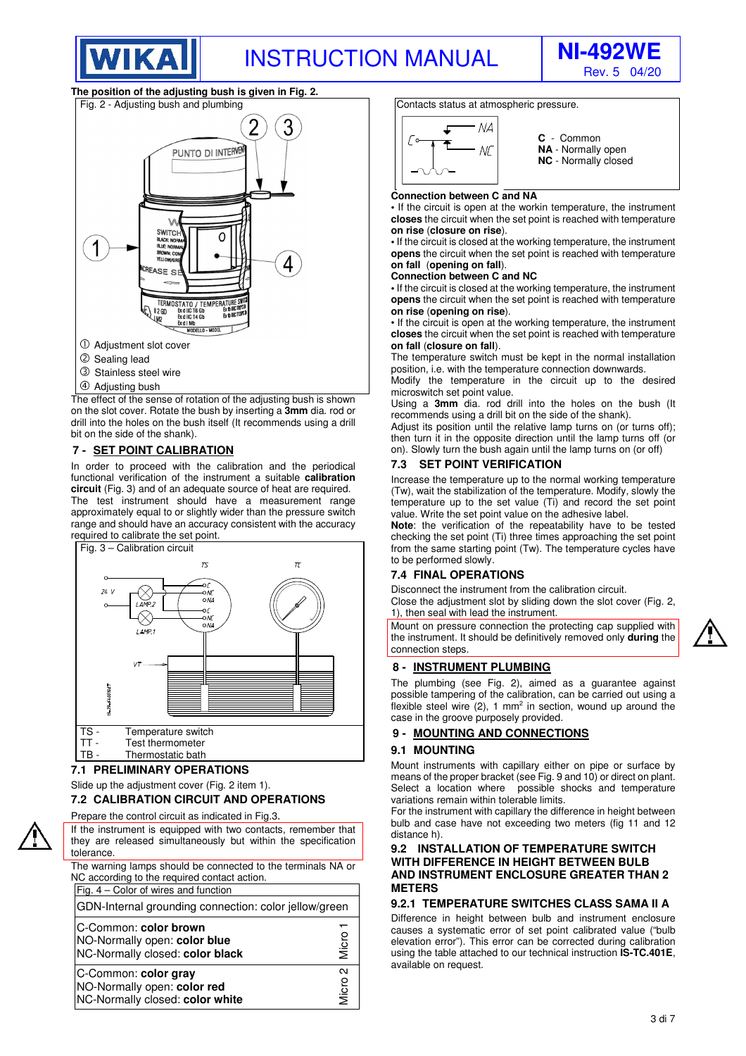The position of the adjusting bush is given in Fig. 2.

Fig. 2 - Adjusting bush and plumbing

① Adjustment slot cover
② Sealing lead
③ Stainless steel wire
④ Adjusting bush

The effect of the sense of rotation of the adjusting bush is shown on the slot cover. Rotate the bush by inserting a **3mm** dia. rod or drill into the holes on the bush itself (It recommends using a drill bit on the side of the shank).

## 7 - SET POINT CALIBRATION

In order to proceed with the calibration and the periodical functional verification of the instrument a suitable **calibration circuit** (Fig. 3) and of an adequate source of heat are required. The test instrument should have a measurement range approximately equal to or slightly wider than the pressure switch range and should have an accuracy consistent with the accuracy required to calibrate the set point.

Fig. 3 – Calibration circuit

TS - Temperature switch
TT - Test thermometer
TB - Thermostatic bath

### 7.1 PRELIMINARY OPERATIONS

Slide up the adjustment cover (Fig. 2 item 1).

### 7.2 CALIBRATION CIRCUIT AND OPERATIONS

Prepare the control circuit as indicated in Fig.3.

If the instrument is equipped with two contacts, remember that they are released simultaneously but within the specification tolerance.

The warning lamps should be connected to the terminals NA or NC according to the required contact action.

Fig. 4 – Color of wires and function

| GDN-Internal grounding connection: color jellow/green | |
|---|---|
| C-Common: **color brown**<br>NO-Normally open: **color blue**<br>NC-Normally closed: **color black** | Micro 1 |
| C-Common: **color gray**<br>NO-Normally open: **color red**<br>NC-Normally closed: **color white** | Micro 2 |

Contacts status at atmospheric pressure.

**C** - Common
**NA** - Normally open
**NC** - Normally closed

**Connection between C and NA**

- If the circuit is open at the workin temperature, the instrument **closes** the circuit when the set point is reached with temperature **on rise** (**closure on rise**).
- If the circuit is closed at the working temperature, the instrument **opens** the circuit when the set point is reached with temperature **on fall** (**opening on fall**).

**Connection between C and NC**

- If the circuit is closed at the working temperature, the instrument **opens** the circuit when the set point is reached with temperature **on rise** (**opening on rise**).
- If the circuit is open at the working temperature, the instrument **closes** the circuit when the set point is reached with temperature **on fall** (**closure on fall**).

The temperature switch must be kept in the normal installation position, i.e. with the temperature connection downwards.
Modify the temperature in the circuit up to the desired microswitch set point value.
Using a **3mm** dia. rod drill into the holes on the bush (It recommends using a drill bit on the side of the shank).
Adjust its position until the relative lamp turns on (or turns off); then turn it in the opposite direction until the lamp turns off (or on). Slowly turn the bush again until the lamp turns on (or off)

### 7.3 SET POINT VERIFICATION

Increase the temperature up to the normal working temperature (Tw), after the stabilization of the temperature. Modify, slowly the temperature up to the set value (Ti) and record the set point value. Write the set point value on the adhesive label.
**Note**: the verification of the repeatability have to be tested checking the set point (Ti) three times approaching the set point from the same starting point (Tw). The temperature cycles have to be performed slowly.

### 7.4 FINAL OPERATIONS

Disconnect the instrument from the calibration circuit.
Close the adjustment slot by sliding down the slot cover (Fig. 2, 1), then seal with lead the instrument.

Mount on pressure connection the protecting cap supplied with the instrument. It should be definitively removed only **during** the connection steps.

## 8 - INSTRUMENT PLUMBING

The plumbing (see Fig. 2), aimed as a guarantee against possible tampering of the calibration, can be carried out using a flexible steel wire (2), 1 mm$^2$ in section, wound up around the case in the groove purposely provided.

## 9 - MOUNTING AND CONNECTIONS

### 9.1 MOUNTING

Mount instruments with capillary either on pipe or surface by means of the proper bracket (see Fig. 9 and 10) or direct on plant. Select a location where possible shocks and temperature variations remain within tolerable limits.
For the instrument with capillary the difference in height between bulb and case have not exceeding two meters (fig 11 and 12 distance h).

### 9.2 INSTALLATION OF TEMPERATURE SWITCH WITH DIFFERENCE IN HEIGHT BETWEEN BULB AND INSTRUMENT ENCLOSURE GREATER THAN 2 METERS

#### 9.2.1 TEMPERATURE SWITCHES CLASS SAMA II A

Difference in height between bulb and instrument enclosure causes a systematic error of set point calibrated value ("bulb elevation error"). This error can be corrected during calibration using the table attached to our technical instruction **IS-TC.401E**, available on request.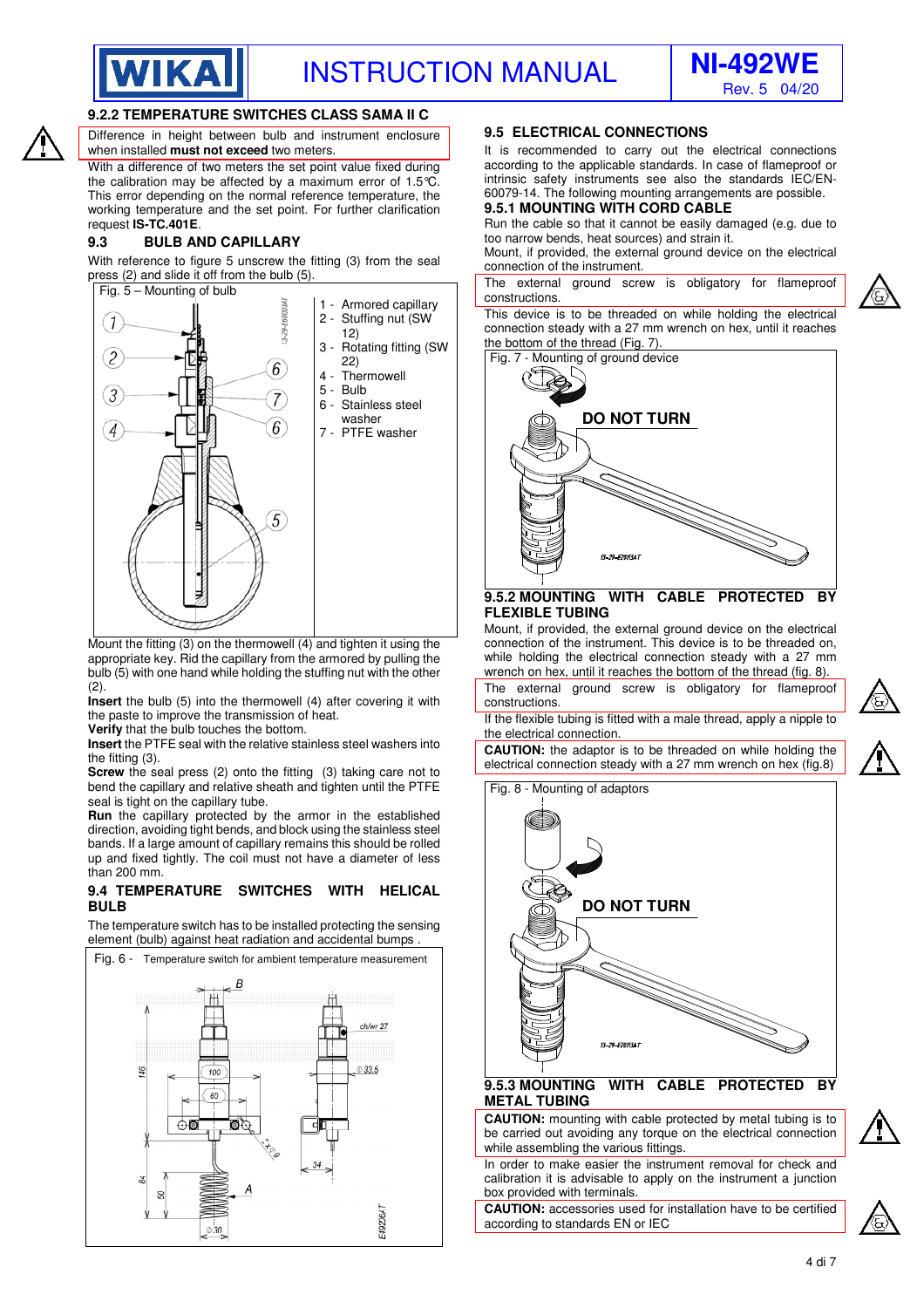### 9.2.2 TEMPERATURE SWITCHES CLASS SAMA II C

Difference in height between bulb and instrument enclosure when installed **must not exceed** two meters.

With a difference of two meters the set point value fixed during the calibration may be affected by a maximum error of 1.5°C. This error depending on the normal reference temperature, the working temperature and the set point. For further clarification request **IS-TC.401E**.

### 9.3 BULB AND CAPILLARY

With reference to figure 5 unscrew the fitting (3) from the seal press (2) and slide it off from the bulb (5).

Fig. 5 – Mounting of bulb

1 - Armored capillary
2 - Stuffing nut (SW 12)
3 - Rotating fitting (SW 22)
4 - Thermowell
5 - Bulb
6 - Stainless steel washer
7 - PTFE washer

Mount the fitting (3) on the thermowell (4) and tighten it using the appropriate key. Rid the capillary from the armored by pulling the bulb (5) with one hand while holding the stuffing nut with the other (2).

**Insert** the bulb (5) into the thermowell (4) after covering it with the paste to improve the transmission of heat.

**Verify** that the bulb touches the bottom.

**Insert** the PTFE seal with the relative stainless steel washers into the fitting (3).

**Screw** the seal press (2) onto the fitting (3) taking care not to bend the capillary and relative sheath and tighten until the PTFE seal is tight on the capillary tube.

**Run** the capillary protected by the armor in the established direction, avoiding tight bends, and block using the stainless steel bands. If a large amount of capillary remains this should be rolled up and fixed tightly. The coil must not have a diameter of less than 200 mm.

### 9.4 TEMPERATURE SWITCHES WITH HELICAL BULB

The temperature switch has to be installed protecting the sensing element (bulb) against heat radiation and accidental bumps .

Fig. 6 - Temperature switch for ambient temperature measurement

### 9.5 ELECTRICAL CONNECTIONS

It is recommended to carry out the electrical connections according to the applicable standards. In case of flameproof or intrinsic safety instruments see also the standards IEC/EN-60079-14. The following mounting arrangements are possible.

### 9.5.1 MOUNTING WITH CORD CABLE

Run the cable so that it cannot be easily damaged (e.g. due to too narrow bends, heat sources) and strain it.

Mount, if provided, the external ground device on the electrical connection of the instrument.

The external ground screw is obligatory for flameproof constructions.

This device is to be threaded on while holding the electrical connection steady with a 27 mm wrench on hex, until it reaches the bottom of the thread (Fig. 7).

Fig. 7 - Mounting of ground device

### 9.5.2 MOUNTING WITH CABLE PROTECTED BY FLEXIBLE TUBING

Mount, if provided, the external ground device on the electrical connection of the instrument. This device is to be threaded on, while holding the electrical connection steady with a 27 mm wrench on hex, until it reaches the bottom of the thread (fig. 8).

The external ground screw is obligatory for flameproof constructions.

If the flexible tubing is fitted with a male thread, apply a nipple to the electrical connection.

**CAUTION:** the adaptor is to be threaded on while holding the electrical connection steady with a 27 mm wrench on hex (fig.8)

Fig. 8 - Mounting of adaptors

### 9.5.3 MOUNTING WITH CABLE PROTECTED BY METAL TUBING

**CAUTION:** mounting with cable protected by metal tubing is to be carried out avoiding any torque on the electrical connection while assembling the various fittings.

In order to make easier the instrument removal for check and calibration it is advisable to apply on the instrument a junction box provided with terminals.

**CAUTION:** accessories used for installation have to be certified according to standards EN or IEC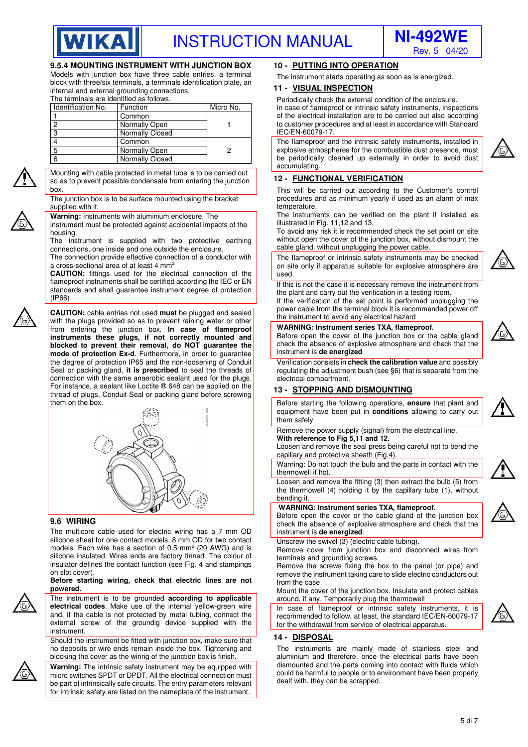### 9.5.4 MOUNTING INSTRUMENT WITH JUNCTION BOX

Models with junction box have three cable entries, a terminal block with three/six terminals, a terminals identification plate, an internal and external grounding connections.
The terminals are identified as follows:

| Identification No. | Function | Micro No. |
|---|---|---|
| 1 | Common | 1 |
| 2 | Normally Open | |
| 3 | Normally Closed | |
| 4 | Common | 2 |
| 5 | Normally Open | |
| 6 | Normally Closed | |

Mounting with cable protected in metal tube is to be carried out so as to prevent possible condensate from entering the junction box.

The junction box is to be surface mounted using the bracket suppiled with it.

**Warning:** Instruments with aluminium enclosure. The instrument must be protected against accidental impacts of the housing.
The instrument is supplied with two protective earthing connections, one inside and one outside the enclosure.
The connection provide effective connection of a conductor with a cross-sectional area of at least 4 mm$^2$
**CAUTION:** fittings used for the electrical connection of the flameproof instruments shall be certified according the IEC or EN standards and shall guarantee instrument degree of protection (IP66)

**CAUTION:** cable entries not used **must** be plugged and sealed with the plugs provided so as to prevent raining water or other from entering the junction box. **In case of flameproof instruments these plugs, if not correctly mounted and blocked to prevent their removal, do NOT guarantee the mode of protection Ex-d**. Furthermore, in order to guarantee the degree of protection IP65 and the non-loosening of Conduit Seal or packing gland, **it is prescribed** to seal the threads of connection with the same anaerobic sealant used for the plugs. For instance, a sealant like Loctite ® 648 can be applied on the thread of plugs, Conduit Seal or packing gland before screwing them on the box.

### 9.6 WIRING

The multicore cable used for electric wiring has a 7 mm OD silicone sheat for one contact models, 8 mm OD for two contact models. Each wire has a section of 0,5 mm$^2$ (20 AWG) and is silicone insulated. Wires ends are factory tinned. The colour of insulator defines the contact function (see Fig. 4 and stampings on slot cover).

**Before starting wiring, check that electric lines are not powered.**

The instrument is to be grounded **according to applicable electrical codes**. Make use of the internal yellow-green wire and, if the cable is not protected by metal tubing, connect the external screw of the groundig device supplied with the instrument.

Should the instrument be fitted with junction box, make sure that no deposits or wire ends remain inside the box. Tightening and blocking the cover as the wiring of the junction box is finish.

**Warning:** The intrinsic safety instrument may be equipped with micro switches SPDT or DPDT. All the electrical connection must be part of intrinsically safe circuits. The entry parameters relevant for intrinsic safety are listed on the nameplate of the instrument.

## 10 - PUTTING INTO OPERATION

The instrument starts operating as soon as is energized.

## 11 - VISUAL INSPECTION

Periodically check the external condition of the enclosure.
In case of flameproof or intrinsic safety instruments, inspections of the electrical installation are to be carried out also according to customer procedures and at least in accordance with Standard IEC/EN-60079-17.

The flameproof and the intrinsic safety instruments, installed in explosive atmospheres for the combustible dust presence, must be periodically cleaned up externally in order to avoid dust accumulating.

## 12 - FUNCTIONAL VERIFICATION

This will be carried out according to the Customer's control procedures and as minimum yearly if used as an alarm of max temperature.
The instruments can be verified on the plant if installed as illustrated in Fig. 11,12 and 13.
To avoid any risk it is recommended check the set point on site without open the cover of the junction box, without dismount the cable gland, without unplugging the power cable.

The flameproof or intrinsic safety instruments may be checked on site only if apparatus suitable for explosive atmospere are used.

If this is not the case it is necessary remove the instrument from the plant and carry out the verification in a testing room.
If the verification of the set point is performed unplugging the power cable from the terminal block it is recommended power off the instrument to avoid any electrical hazard

**WARNING: Instrument series TXA, flameproof.**
Before open the cover of the junction box or the cable gland check the absence of explosive atmosphere and check that the instrument is **de energized**

Verification consists in **check the calibration value** and possibly regulating the adjustment bush (see §6) that is separate from the electrical compartment.

## 13 - STOPPING AND DISMOUNTING

Before starting the following operations, **ensure** that plant and equipment have been put in **conditions** allowing to carry out them safely

Remove the power supply (signal) from the electrical line.
**With reference to Fig 5,11 and 12.**
Loosen and remove the seal press being careful not to bend the capillary and protective sheath (Fig.4).

Warning: Do not touch the bulb and the parts in contact with the thermowell if hot.

Loosen and remove the fitting (3) then extract the bulb (5) from the thermowell (4) holding it by the capillary tube (1), without bending it.

**WARNING: Instrument series TXA, flameproof.**
Before open the cover or the cable gland of the junction box check the absence of explosive atmosphere and check that the instrument is **de energized**.

Unscrew the swivel (3) (electric cable tubing).
Remove cover from junction box and disconnect wires from terminals and grounding screws.
Remove the screws fixing the box to the panel (or pipe) and remove the instrument taking care to slide electric conductors out from the case
Mount the cover of the junction box. Insulate and protect cables around, if any. Temporarily plug the thermowell

In case of flameproof or intrinsic safety instruments, it is recommended to follow, at least, the standard IEC/EN-60079-17 for the withdrawal from service of electrical apparatus.

## 14 - DISPOSAL

The instruments are mainly made of stainless steel and aluminium and therefore, once the electrical parts have been dismounted and the parts coming into contact with fluids which could be harmful to people or to environment have been properly dealt with, they can be scrapped.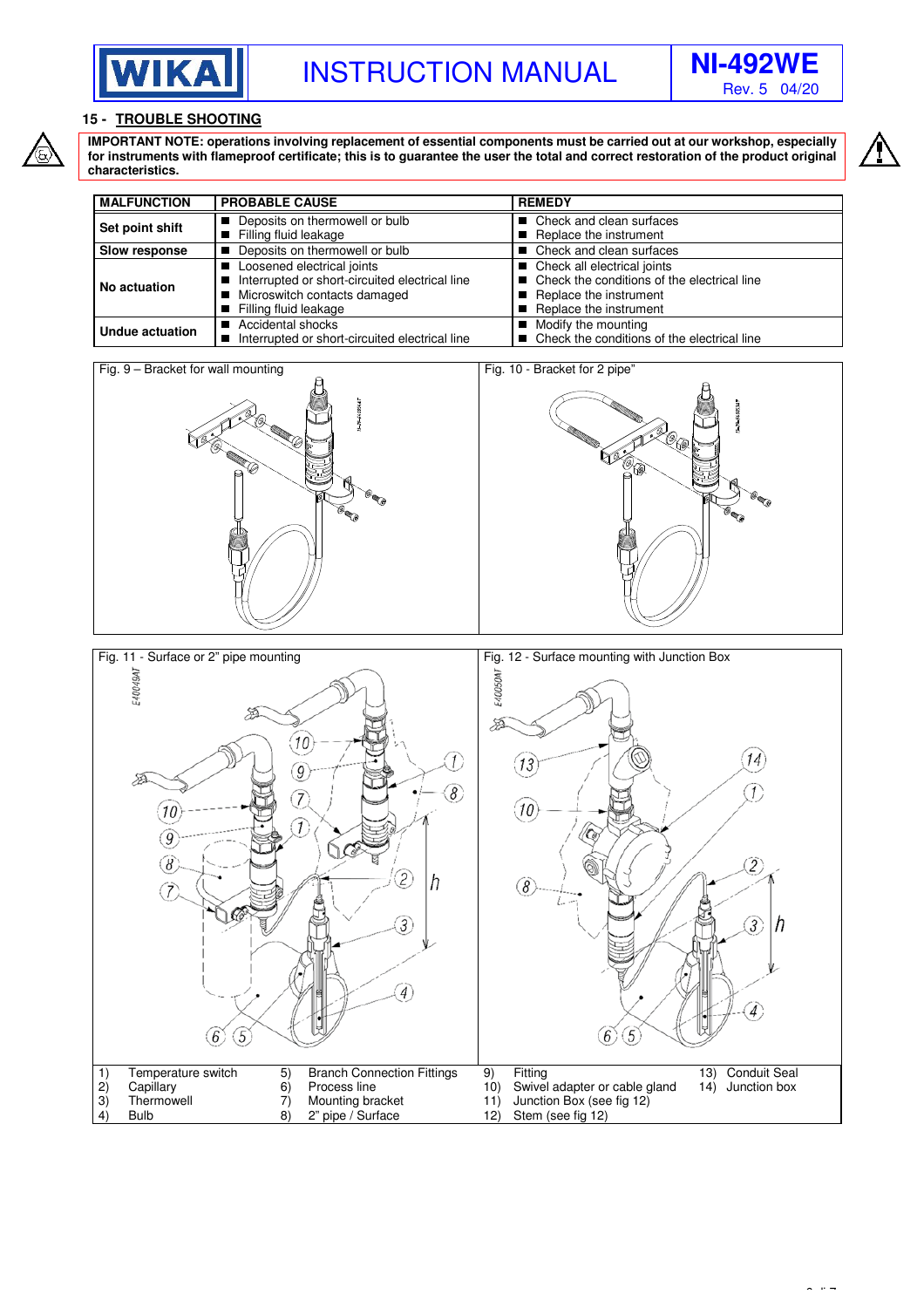## 15 - TROUBLE SHOOTING

**IMPORTANT NOTE: operations involving replacement of essential components must be carried out at our workshop, especially for instruments with flameproof certificate; this is to guarantee the user the total and correct restoration of the product original characteristics.**

| MALFUNCTION | PROBABLE CAUSE | REMEDY |
|---|---|---|
| **Set point shift** | ■ Deposits on thermowell or bulb<br>■ Filling fluid leakage | ■ Check and clean surfaces<br>■ Replace the instrument |
| **Slow response** | ■ Deposits on thermowell or bulb | ■ Check and clean surfaces |
| **No actuation** | ■ Loosened electrical joints<br>■ Interrupted or short-circuited electrical line<br>■ Microswitch contacts damaged<br>■ Filling fluid leakage | ■ Check all electrical joints<br>■ Check the conditions of the electrical line<br>■ Replace the instrument<br>■ Replace the instrument |
| **Undue actuation** | ■ Accidental shocks<br>■ Interrupted or short-circuited electrical line | ■ Modify the mounting<br>■ Check the conditions of the electrical line |

Fig. 9 – Bracket for wall mounting

Fig. 10 - Bracket for 2 pipe"

Fig. 11 - Surface or 2" pipe mounting

Fig. 12 - Surface mounting with Junction Box

| | | | | | | | |
|---|---|---|---|---|---|---|---|
| 1) | Temperature switch | 5) | Branch Connection Fittings | 9) | Fitting | 13) | Conduit Seal |
| 2) | Capillary | 6) | Process line | 10) | Swivel adapter or cable gland | 14) | Junction box |
| 3) | Thermowell | 7) | Mounting bracket | 11) | Junction Box (see fig 12) | | |
| 4) | Bulb | 8) | 2" pipe / Surface | 12) | Stem (see fig 12) | | |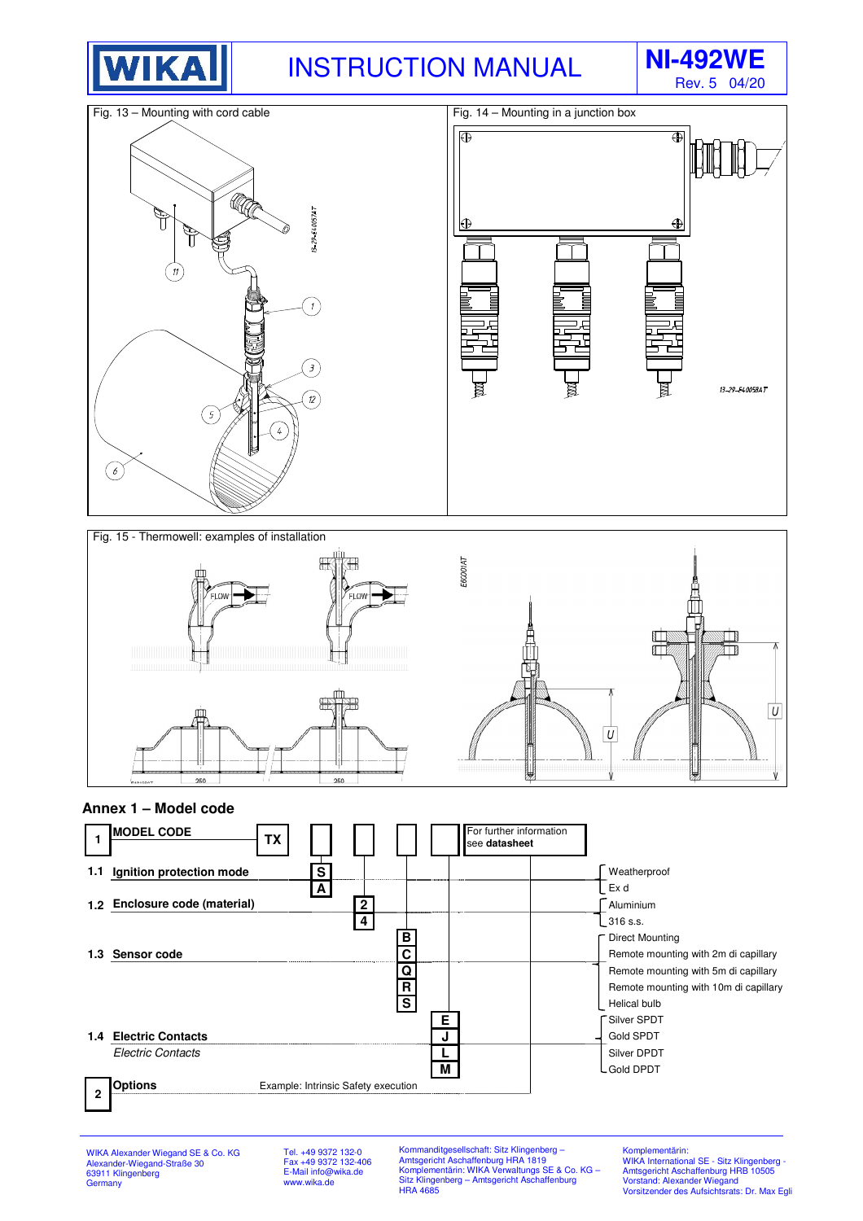Fig. 13 – Mounting with cord cable

Fig. 14 – Mounting in a junction box

Fig. 15 - Thermowell: examples of installation

## Annex 1 – Model code

| | | | | | | | |
|---|---|---|---|---|---|---|---|
| **1** | **MODEL CODE** | **TX** | | | | | For further information see **datasheet** |
| 1.1 | **Ignition protection mode** | | **S** | | | | Weatherproof |
| | | | **A** | | | | Ex d |
| 1.2 | **Enclosure code (material)** | | | **2** | | | Aluminium |
| | | | | **4** | | | 316 s.s. |
| 1.3 | **Sensor code** | | | | **B** | | Direct Mounting |
| | | | | | **C** | | Remote mounting with 2m di capillary |
| | | | | | **Q** | | Remote mounting with 5m di capillary |
| | | | | | **R** | | Remote mounting with 10m di capillary |
| | | | | | **S** | | Helical bulb |
| 1.4 | **Electric Contacts** | | | | | **E** | Silver SPDT |
| | *Electric Contacts* | | | | | **J** | Gold SPDT |
| | | | | | | **L** | Silver DPDT |
| | | | | | | **M** | Gold DPDT |
| **2** | **Options** | Example: Intrinsic Safety execution | | | | | |

WIKA Alexander Wiegand SE & Co. KG
Alexander-Wiegand-Straße 30
63911 Klingenberg
Germany

Tel. +49 9372 132-0
Fax +49 9372 132-406
E-Mail info@wika.de
www.wika.de

Kommanditgesellschaft: Sitz Klingenberg – Amtsgericht Aschaffenburg HRA 1819
Komplementärin: WIKA Verwaltungs SE & Co. KG – Sitz Klingenberg – Amtsgericht Aschaffenburg HRA 4685

Komplementärin:
WIKA International SE - Sitz Klingenberg - Amtsgericht Aschaffenburg HRB 10505
Vorstand: Alexander Wiegand
Vorsitzender des Aufsichtsrats: Dr. Max Egli